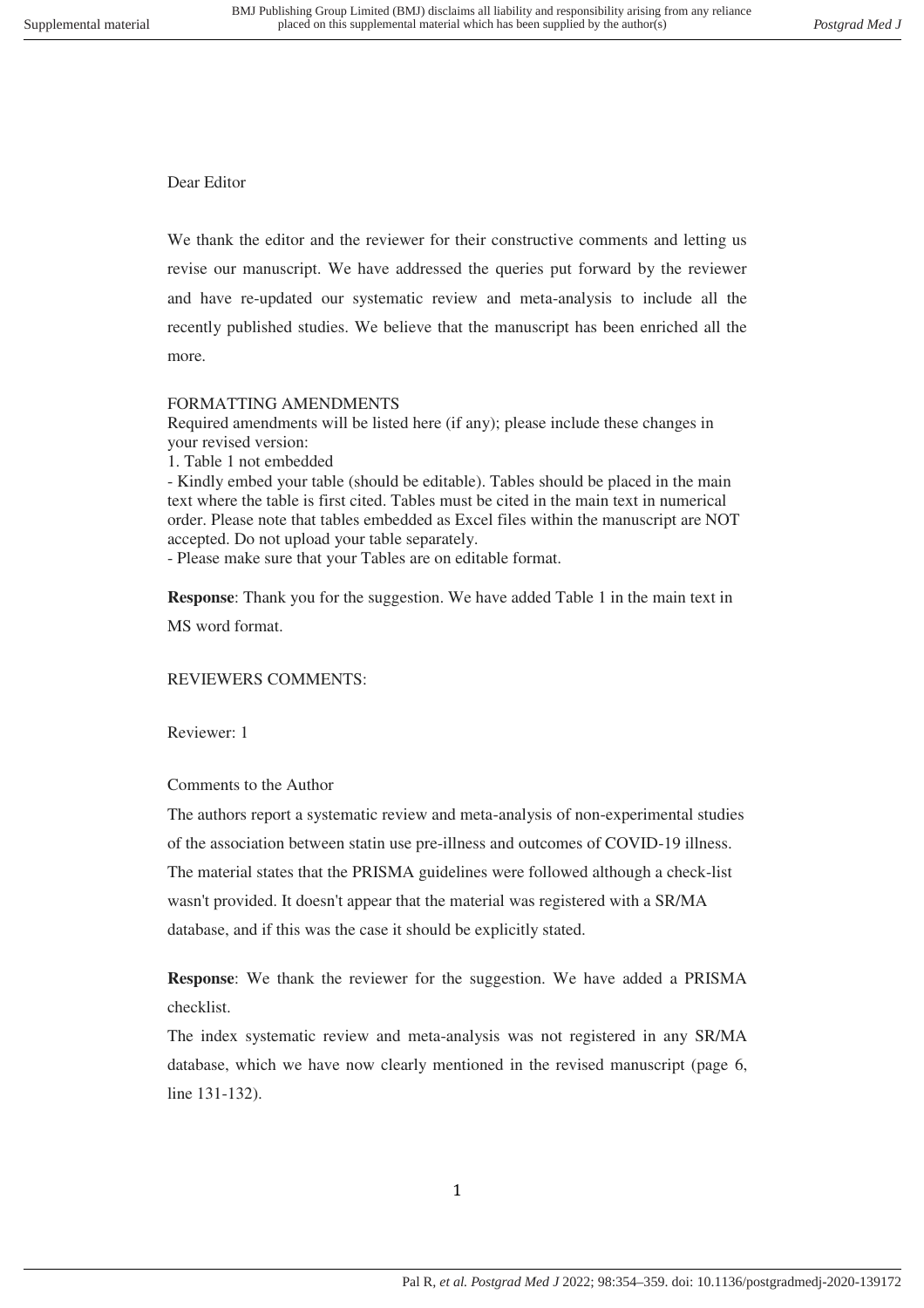Dear Editor

We thank the editor and the reviewer for their constructive comments and letting us revise our manuscript. We have addressed the queries put forward by the reviewer and have re-updated our systematic review and meta-analysis to include all the recently published studies. We believe that the manuscript has been enriched all the more.

FORMATTING AMENDMENTS

Required amendments will be listed here (if any); please include these changes in your revised version:

1. Table 1 not embedded

- Kindly embed your table (should be editable). Tables should be placed in the main text where the table is first cited. Tables must be cited in the main text in numerical order. Please note that tables embedded as Excel files within the manuscript are NOT accepted. Do not upload your table separately.
- Please make sure that your Tables are on editable format.

**Response**: Thank you for the suggestion. We have added Table 1 in the main text in MS word format.

REVIEWERS COMMENTS:

Reviewer: 1

Comments to the Author

The authors report a systematic review and meta-analysis of non-experimental studies of the association between statin use pre-illness and outcomes of COVID-19 illness. The material states that the PRISMA guidelines were followed although a check-list wasn't provided. It doesn't appear that the material was registered with a SR/MA database, and if this was the case it should be explicitly stated.

**Response**: We thank the reviewer for the suggestion. We have added a PRISMA checklist.

The index systematic review and meta-analysis was not registered in any SR/MA database, which we have now clearly mentioned in the revised manuscript (page 6, line 131-132).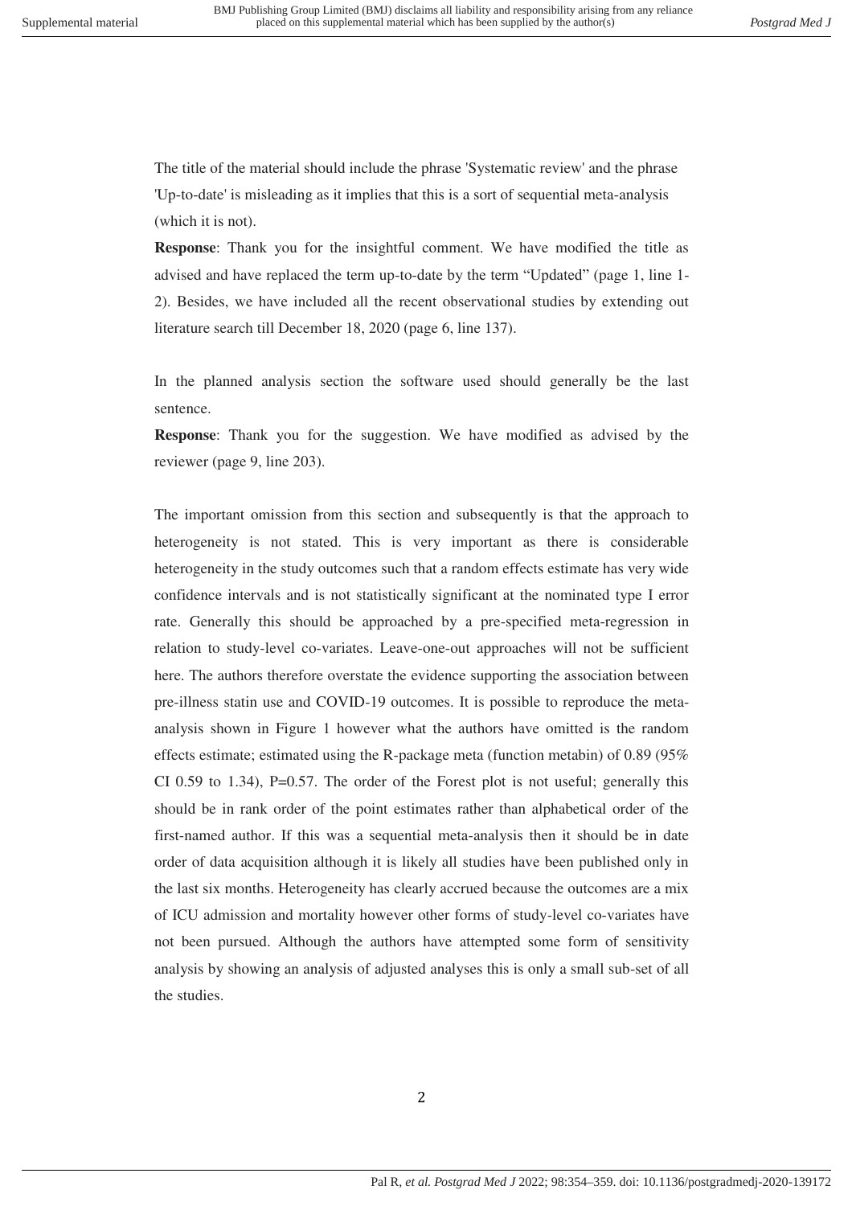The title of the material should include the phrase 'Systematic review' and the phrase 'Up-to-date' is misleading as it implies that this is a sort of sequential meta-analysis (which it is not).

**Response**: Thank you for the insightful comment. We have modified the title as advised and have replaced the term up-to-date by the term "Updated" (page 1, line 1-2). Besides, we have included all the recent observational studies by extending out literature search till December 18, 2020 (page 6, line 137).

In the planned analysis section the software used should generally be the last sentence.

**Response**: Thank you for the suggestion. We have modified as advised by the reviewer (page 9, line 203).

The important omission from this section and subsequently is that the approach to heterogeneity is not stated. This is very important as there is considerable heterogeneity in the study outcomes such that a random effects estimate has very wide confidence intervals and is not statistically significant at the nominated type I error rate. Generally this should be approached by a pre-specified meta-regression in relation to study-level co-variates. Leave-one-out approaches will not be sufficient here. The authors therefore overstate the evidence supporting the association between pre-illness statin use and COVID-19 outcomes. It is possible to reproduce the meta-analysis shown in Figure 1 however what the authors have omitted is the random effects estimate; estimated using the R-package meta (function metabin) of 0.89 (95% CI 0.59 to 1.34), P=0.57. The order of the Forest plot is not useful; generally this should be in rank order of the point estimates rather than alphabetical order of the first-named author. If this was a sequential meta-analysis then it should be in date order of data acquisition although it is likely all studies have been published only in the last six months. Heterogeneity has clearly accrued because the outcomes are a mix of ICU admission and mortality however other forms of study-level co-variates have not been pursued. Although the authors have attempted some form of sensitivity analysis by showing an analysis of adjusted analyses this is only a small sub-set of all the studies.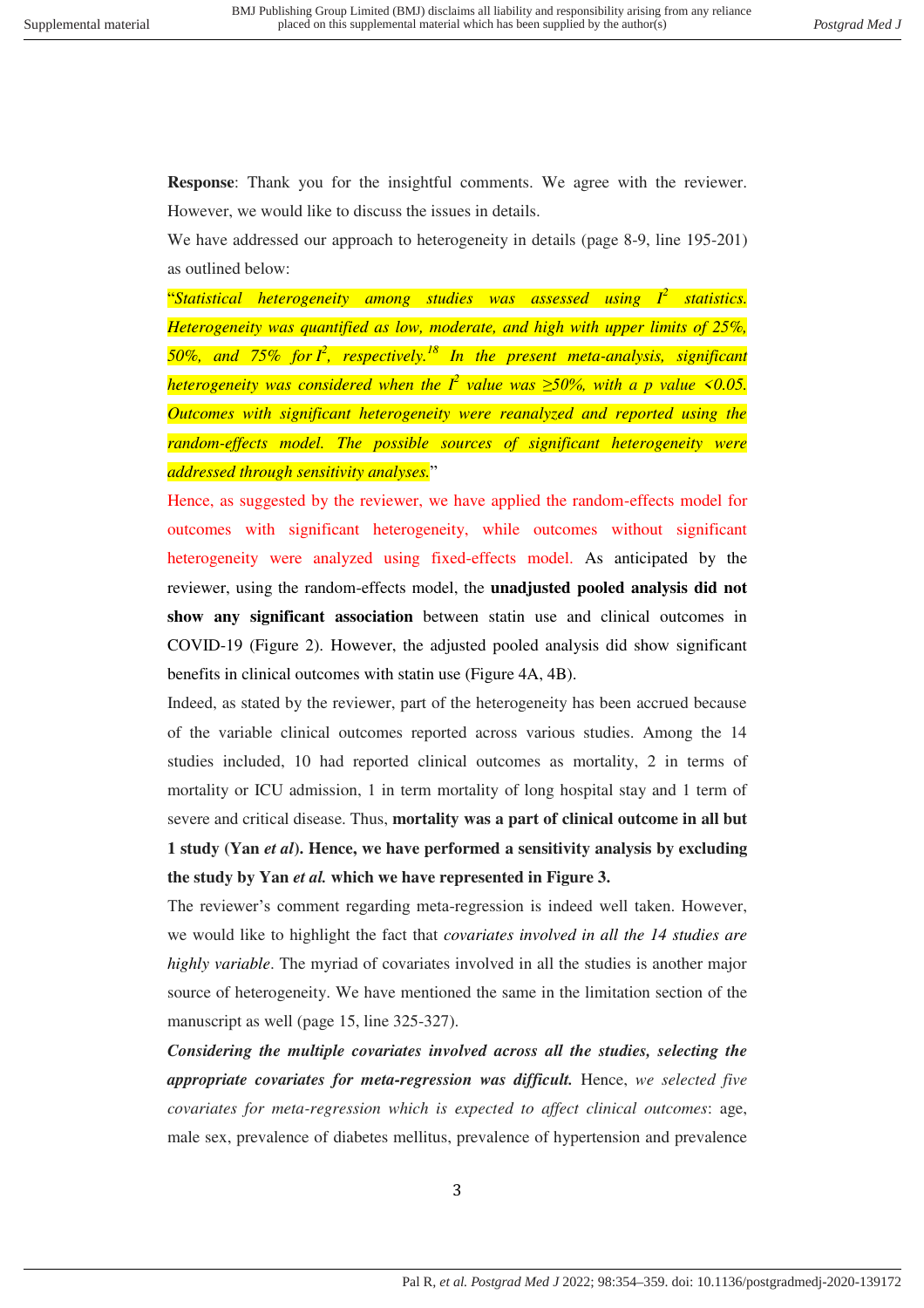**Response**: Thank you for the insightful comments. We agree with the reviewer. However, we would like to discuss the issues in details.

We have addressed our approach to heterogeneity in details (page 8-9, line 195-201) as outlined below:

"*Statistical heterogeneity among studies was assessed using $I^2$ statistics. Heterogeneity was quantified as low, moderate, and high with upper limits of 25%, 50%, and 75% for $I^2$, respectively.[18] In the present meta-analysis, significant heterogeneity was considered when the $I^2$ value was ≥50%, with a p value <0.05. Outcomes with significant heterogeneity were reanalyzed and reported using the random-effects model. The possible sources of significant heterogeneity were addressed through sensitivity analyses.*"

Hence, as suggested by the reviewer, we have applied the random-effects model for outcomes with significant heterogeneity, while outcomes without significant heterogeneity were analyzed using fixed-effects model. As anticipated by the reviewer, using the random-effects model, the **unadjusted pooled analysis did not show any significant association** between statin use and clinical outcomes in COVID-19 (Figure 2). However, the adjusted pooled analysis did show significant benefits in clinical outcomes with statin use (Figure 4A, 4B).

Indeed, as stated by the reviewer, part of the heterogeneity has been accrued because of the variable clinical outcomes reported across various studies. Among the 14 studies included, 10 had reported clinical outcomes as mortality, 2 in terms of mortality or ICU admission, 1 in term mortality of long hospital stay and 1 term of severe and critical disease. Thus, **mortality was a part of clinical outcome in all but 1 study (Yan *et al*). Hence, we have performed a sensitivity analysis by excluding the study by Yan *et al.* which we have represented in Figure 3.**

The reviewer's comment regarding meta-regression is indeed well taken. However, we would like to highlight the fact that *covariates involved in all the 14 studies are highly variable*. The myriad of covariates involved in all the studies is another major source of heterogeneity. We have mentioned the same in the limitation section of the manuscript as well (page 15, line 325-327).

***Considering the multiple covariates involved across all the studies, selecting the appropriate covariates for meta-regression was difficult.*** Hence, *we selected five covariates for meta-regression which is expected to affect clinical outcomes*: age, male sex, prevalence of diabetes mellitus, prevalence of hypertension and prevalence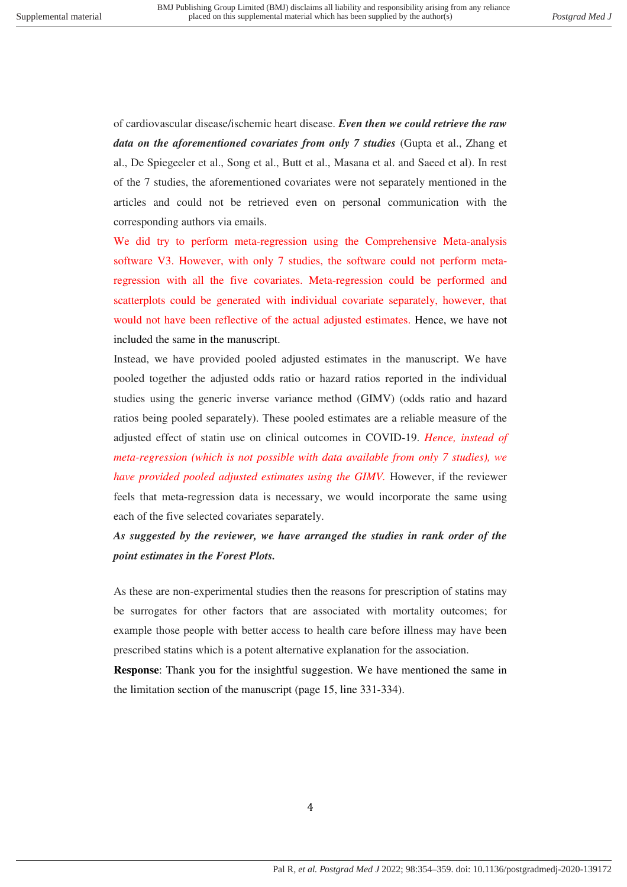of cardiovascular disease/ischemic heart disease. ***Even then we could retrieve the raw data on the aforementioned covariates from only 7 studies*** (Gupta et al., Zhang et al., De Spiegeeler et al., Song et al., Butt et al., Masana et al. and Saeed et al). In rest of the 7 studies, the aforementioned covariates were not separately mentioned in the articles and could not be retrieved even on personal communication with the corresponding authors via emails.

We did try to perform meta-regression using the Comprehensive Meta-analysis software V3. However, with only 7 studies, the software could not perform meta-regression with all the five covariates. Meta-regression could be performed and scatterplots could be generated with individual covariate separately, however, that would not have been reflective of the actual adjusted estimates. Hence, we have not included the same in the manuscript.

Instead, we have provided pooled adjusted estimates in the manuscript. We have pooled together the adjusted odds ratio or hazard ratios reported in the individual studies using the generic inverse variance method (GIMV) (odds ratio and hazard ratios being pooled separately). These pooled estimates are a reliable measure of the adjusted effect of statin use on clinical outcomes in COVID-19. *Hence, instead of meta-regression (which is not possible with data available from only 7 studies), we have provided pooled adjusted estimates using the GIMV.* However, if the reviewer feels that meta-regression data is necessary, we would incorporate the same using each of the five selected covariates separately.

***As suggested by the reviewer, we have arranged the studies in rank order of the point estimates in the Forest Plots.***

As these are non-experimental studies then the reasons for prescription of statins may be surrogates for other factors that are associated with mortality outcomes; for example those people with better access to health care before illness may have been prescribed statins which is a potent alternative explanation for the association.

**Response**: Thank you for the insightful suggestion. We have mentioned the same in the limitation section of the manuscript (page 15, line 331-334).